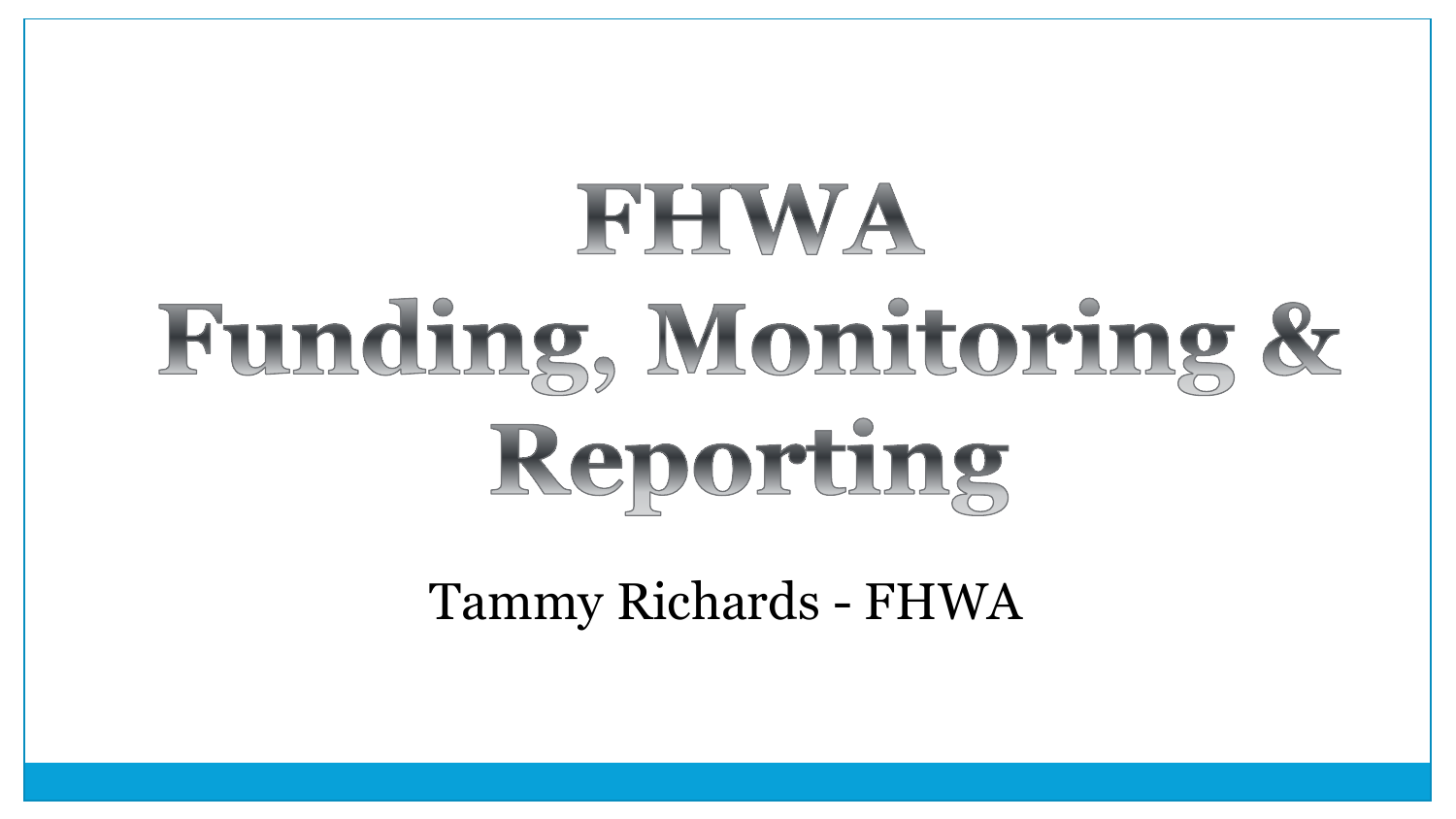# FHWA Funding, Monitoring & Reporting

Tammy Richards - FHWA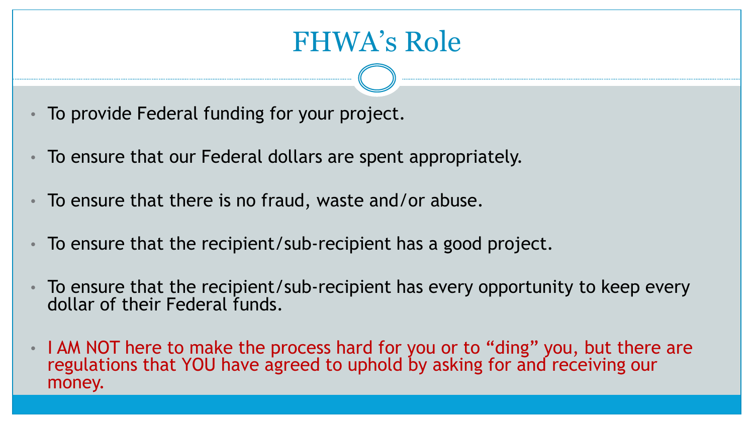# FHWA's Role

- To provide Federal funding for your project.
- To ensure that our Federal dollars are spent appropriately.
- To ensure that there is no fraud, waste and/or abuse.
- To ensure that the recipient/sub-recipient has a good project.
- To ensure that the recipient/sub-recipient has every opportunity to keep every dollar of their Federal funds.
- I AM NOT here to make the process hard for you or to "ding" you, but there are regulations that YOU have agreed to uphold by asking for and receiving our money.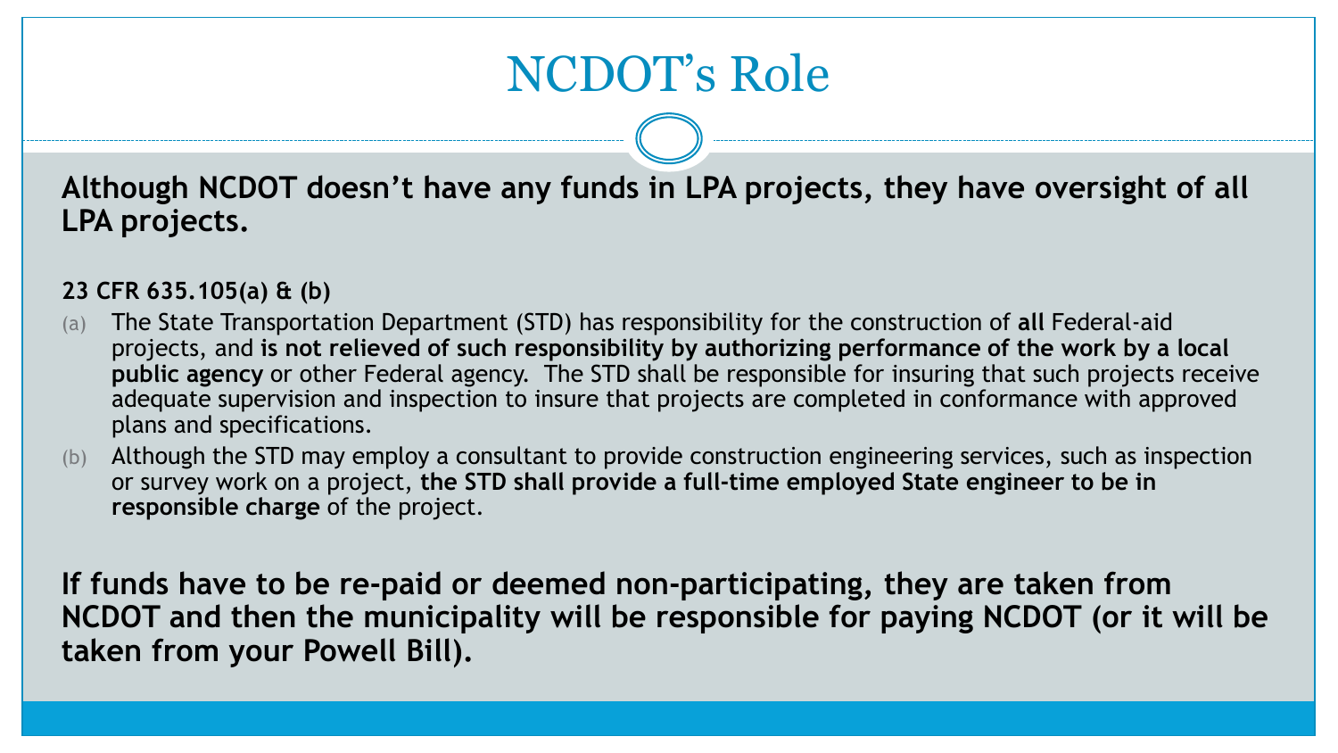# NCDOT's Role

**Although NCDOT doesn't have any funds in LPA projects, they have oversight of all LPA projects.**

**23 CFR 635.105(a) & (b)**

(a) The State Transportation Department (STD) has responsibility for the construction of **all** Federal-aid projects, and **is not relieved of such responsibility by authorizing performance of the work by a local public agency** or other Federal agency. The STD shall be responsible for insuring that such projects receive adequate supervision and inspection to insure that projects are completed in conformance with approved plans and specifications.

(b) Although the STD may employ a consultant to provide construction engineering services, such as inspection or survey work on a project, **the STD shall provide a full-time employed State engineer to be in responsible charge** of the project.

**If funds have to be re-paid or deemed non-participating, they are taken from NCDOT and then the municipality will be responsible for paying NCDOT (or it will be taken from your Powell Bill).**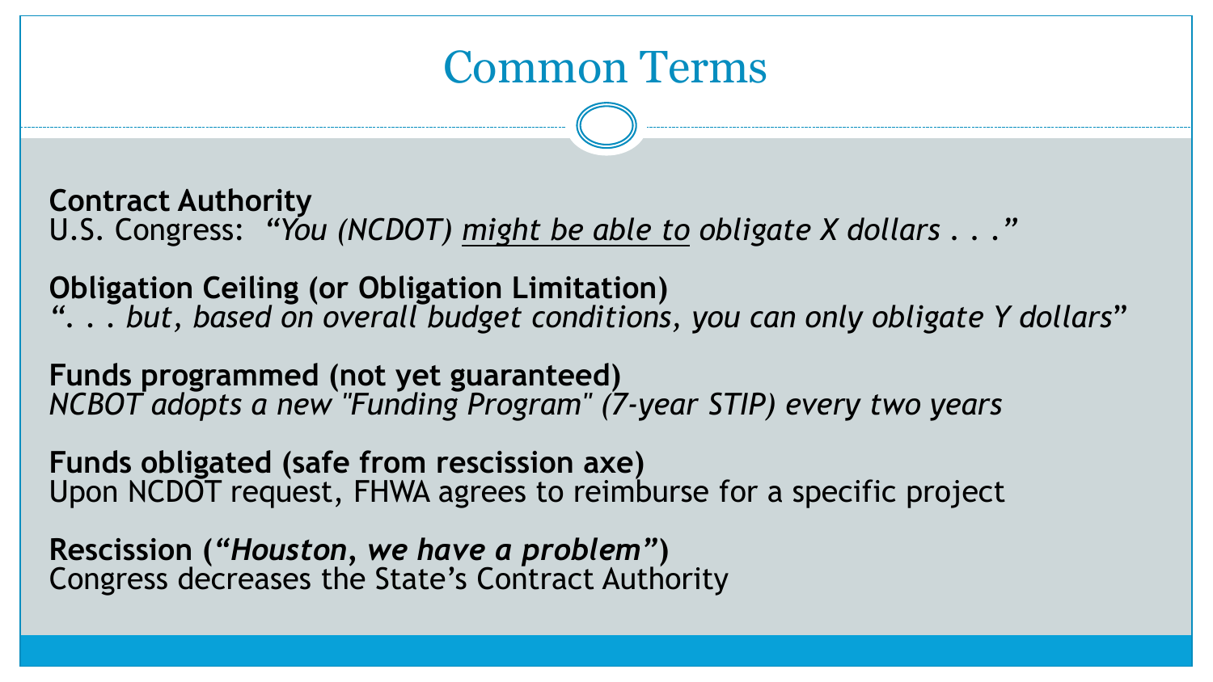# Common Terms

**Contract Authority**
U.S. Congress: *"You (NCDOT) <u>might be able to</u> obligate X dollars . . ."*

**Obligation Ceiling (or Obligation Limitation)**
*". . . but, based on overall budget conditions, you can only obligate Y dollars"*

**Funds programmed (not yet guaranteed)**
*NCBOT adopts a new "Funding Program" (7-year STIP) every two years*

**Funds obligated (safe from rescission axe)**
Upon NCDOT request, FHWA agrees to reimburse for a specific project

**Rescission (*"Houston, we have a problem"*)**
Congress decreases the State's Contract Authority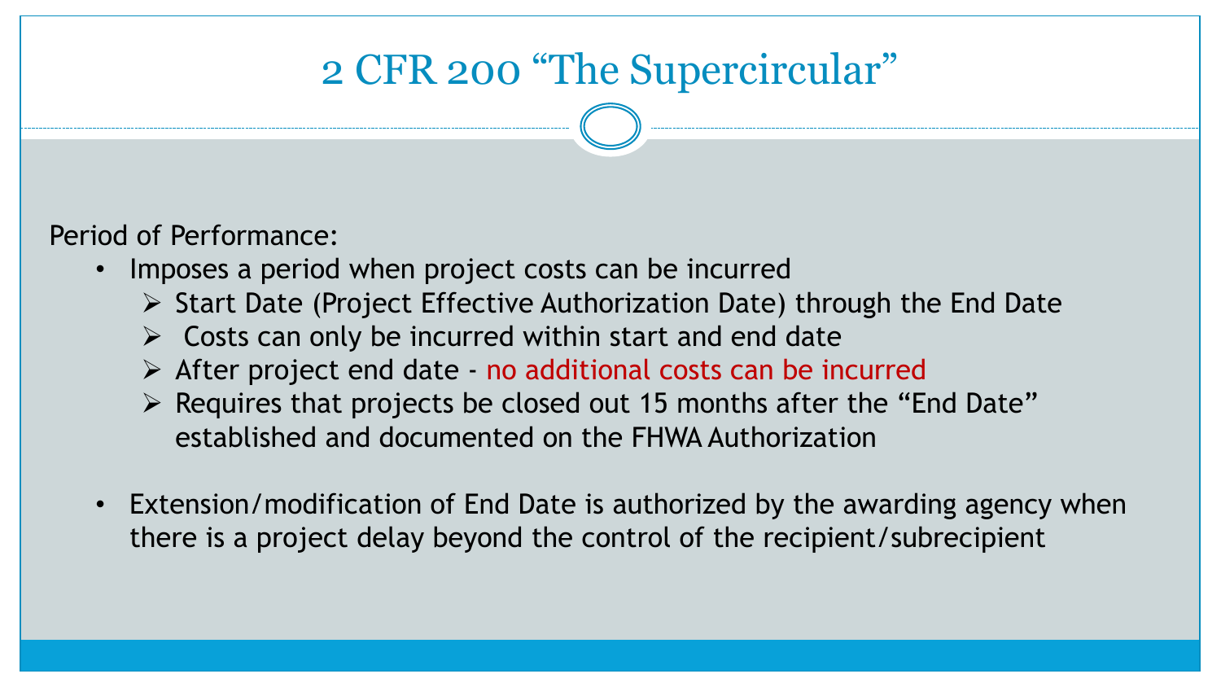# 2 CFR 200 "The Supercircular"

Period of Performance:

- Imposes a period when project costs can be incurred
  - Start Date (Project Effective Authorization Date) through the End Date
  - Costs can only be incurred within start and end date
  - After project end date - no additional costs can be incurred
  - Requires that projects be closed out 15 months after the "End Date" established and documented on the FHWA Authorization
- Extension/modification of End Date is authorized by the awarding agency when there is a project delay beyond the control of the recipient/subrecipient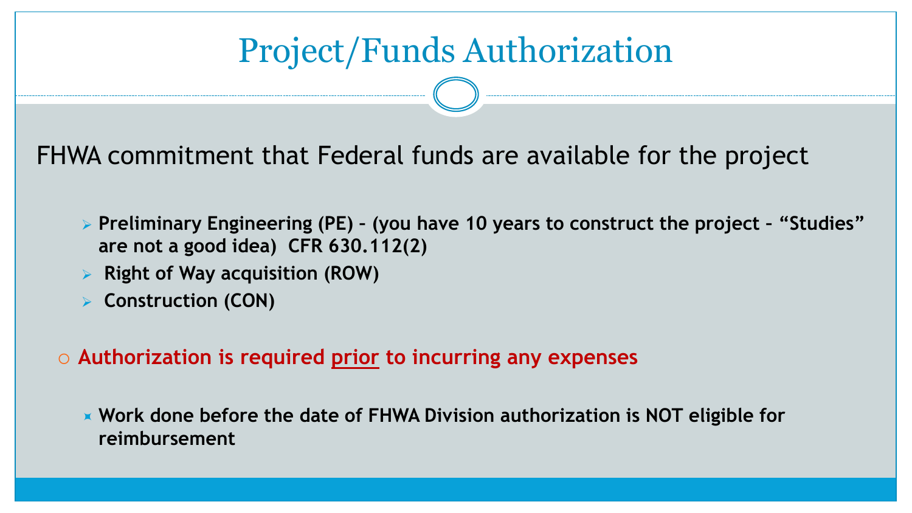# Project/Funds Authorization

FHWA commitment that Federal funds are available for the project

- **Preliminary Engineering (PE) – (you have 10 years to construct the project – "Studies" are not a good idea) CFR 630.112(2)**
- **Right of Way acquisition (ROW)**
- **Construction (CON)**

- **Authorization is required <u>prior</u> to incurring any expenses**
  - **Work done before the date of FHWA Division authorization is NOT eligible for reimbursement**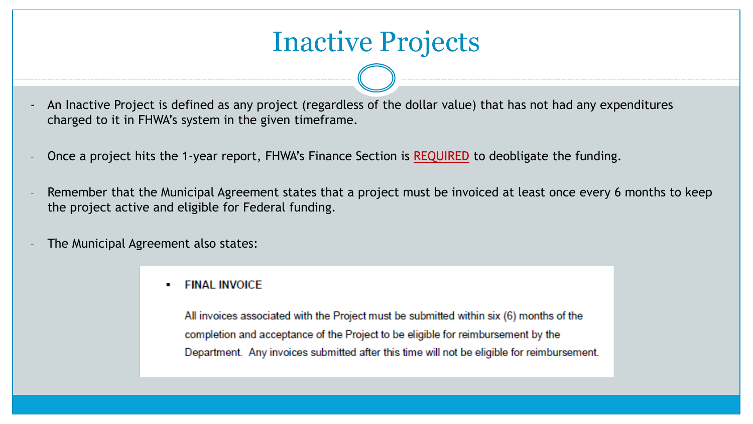# Inactive Projects

- An Inactive Project is defined as any project (regardless of the dollar value) that has not had any expenditures charged to it in FHWA's system in the given timeframe.
- Once a project hits the 1-year report, FHWA's Finance Section is <u>REQUIRED</u> to deobligate the funding.
- Remember that the Municipal Agreement states that a project must be invoiced at least once every 6 months to keep the project active and eligible for Federal funding.
- The Municipal Agreement also states:

> - **FINAL INVOICE**
>
>   All invoices associated with the Project must be submitted within six (6) months of the completion and acceptance of the Project to be eligible for reimbursement by the Department. Any invoices submitted after this time will not be eligible for reimbursement.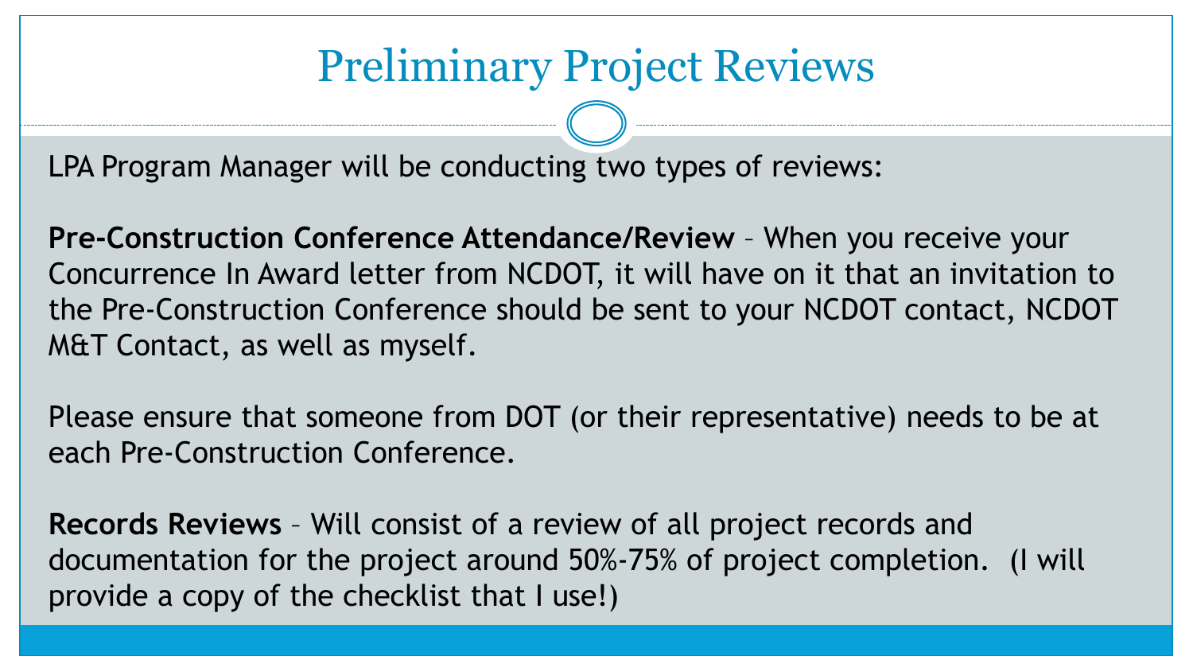# Preliminary Project Reviews

LPA Program Manager will be conducting two types of reviews:

**Pre-Construction Conference Attendance/Review** – When you receive your Concurrence In Award letter from NCDOT, it will have on it that an invitation to the Pre-Construction Conference should be sent to your NCDOT contact, NCDOT M&T Contact, as well as myself.

Please ensure that someone from DOT (or their representative) needs to be at each Pre-Construction Conference.

**Records Reviews** – Will consist of a review of all project records and documentation for the project around 50%-75% of project completion. (I will provide a copy of the checklist that I use!)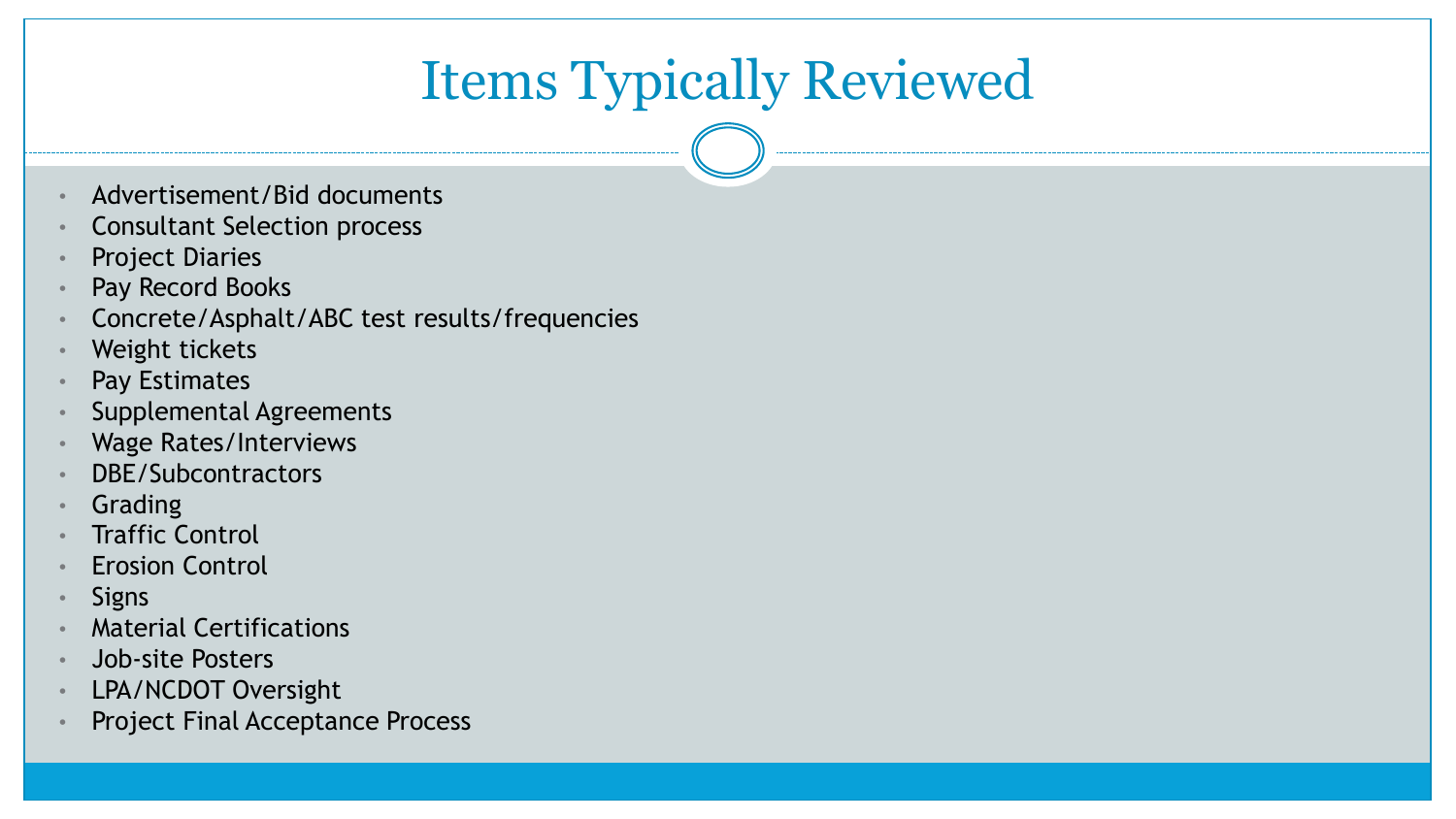# Items Typically Reviewed

- Advertisement/Bid documents
- Consultant Selection process
- Project Diaries
- Pay Record Books
- Concrete/Asphalt/ABC test results/frequencies
- Weight tickets
- Pay Estimates
- Supplemental Agreements
- Wage Rates/Interviews
- DBE/Subcontractors
- Grading
- Traffic Control
- Erosion Control
- Signs
- Material Certifications
- Job-site Posters
- LPA/NCDOT Oversight
- Project Final Acceptance Process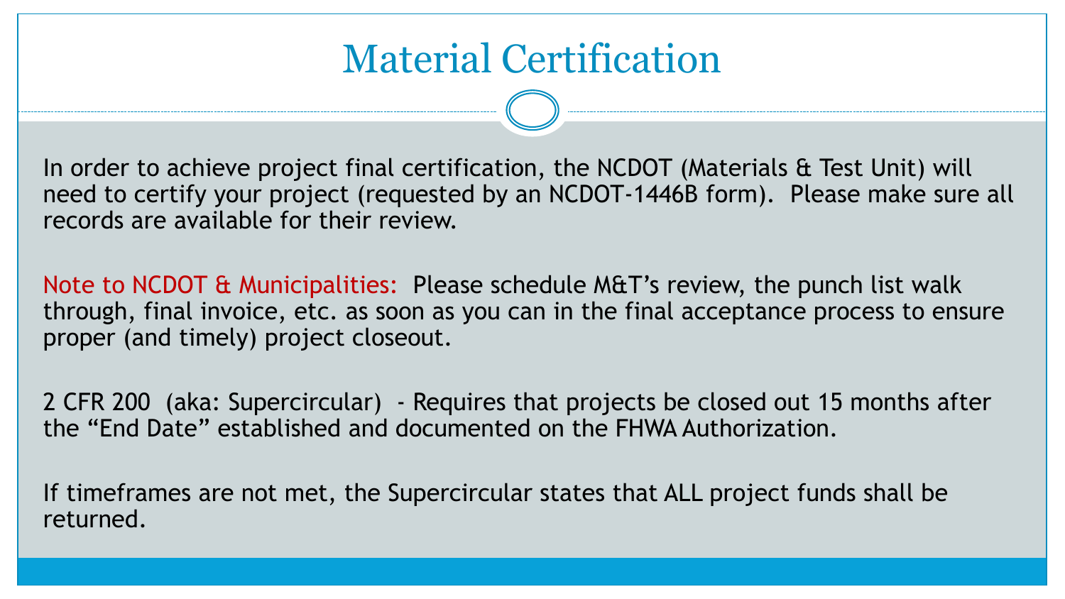# Material Certification

In order to achieve project final certification, the NCDOT (Materials & Test Unit) will need to certify your project (requested by an NCDOT-1446B form). Please make sure all records are available for their review.

Note to NCDOT & Municipalities: Please schedule M&T's review, the punch list walk through, final invoice, etc. as soon as you can in the final acceptance process to ensure proper (and timely) project closeout.

2 CFR 200 (aka: Supercircular) - Requires that projects be closed out 15 months after the "End Date" established and documented on the FHWA Authorization.

If timeframes are not met, the Supercircular states that ALL project funds shall be returned.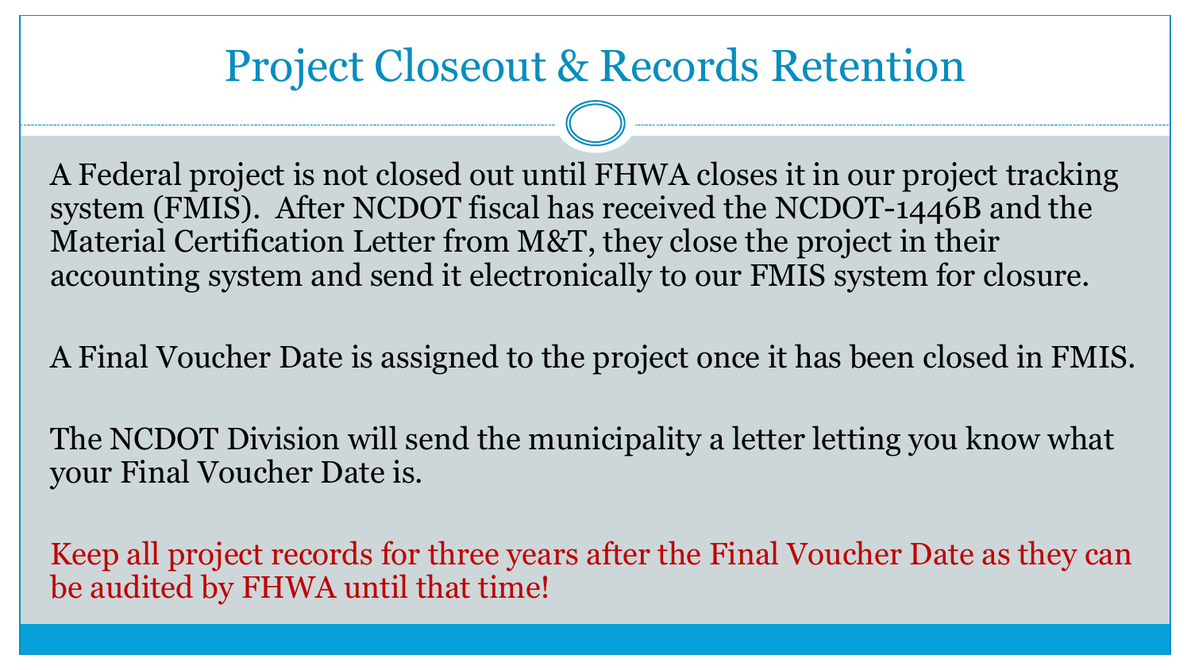# Project Closeout & Records Retention

A Federal project is not closed out until FHWA closes it in our project tracking system (FMIS). After NCDOT fiscal has received the NCDOT-1446B and the Material Certification Letter from M&T, they close the project in their accounting system and send it electronically to our FMIS system for closure.

A Final Voucher Date is assigned to the project once it has been closed in FMIS.

The NCDOT Division will send the municipality a letter letting you know what your Final Voucher Date is.

Keep all project records for three years after the Final Voucher Date as they can be audited by FHWA until that time!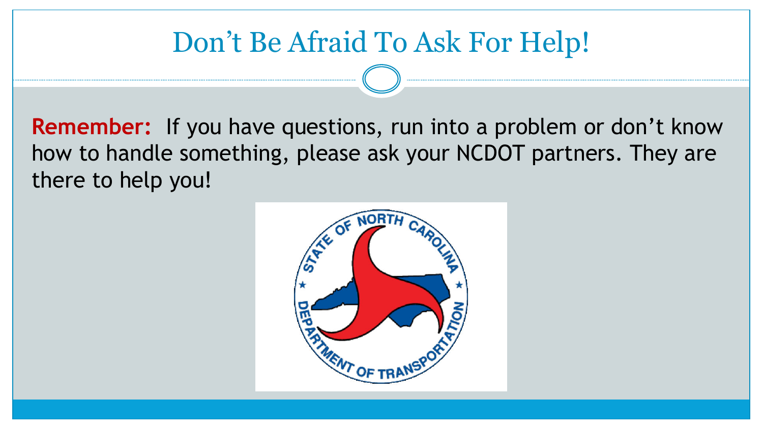# Don’t Be Afraid To Ask For Help!

**Remember:** If you have questions, run into a problem or don’t know how to handle something, please ask your NCDOT partners. They are there to help you!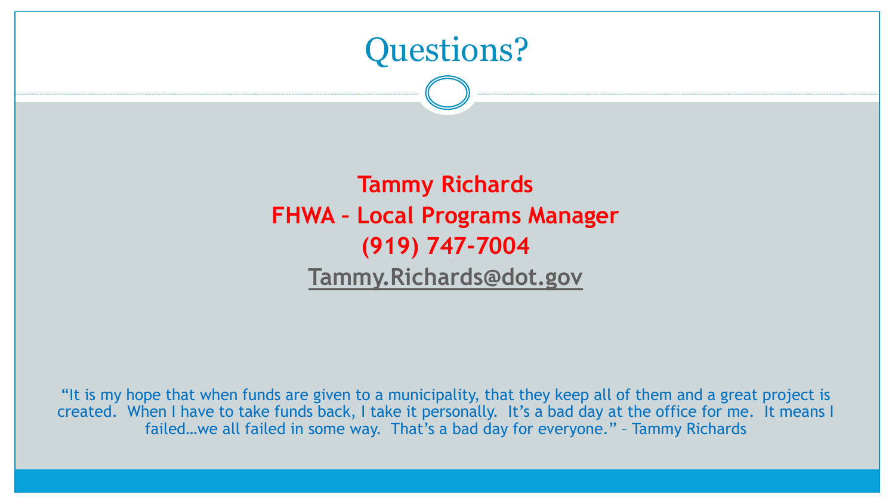# Questions?

**Tammy Richards**

**FHWA – Local Programs Manager**

**(919) 747-7004**

**Tammy.Richards@dot.gov**

"It is my hope that when funds are given to a municipality, that they keep all of them and a great project is created. When I have to take funds back, I take it personally. It's a bad day at the office for me. It means I failed…we all failed in some way. That's a bad day for everyone." – Tammy Richards